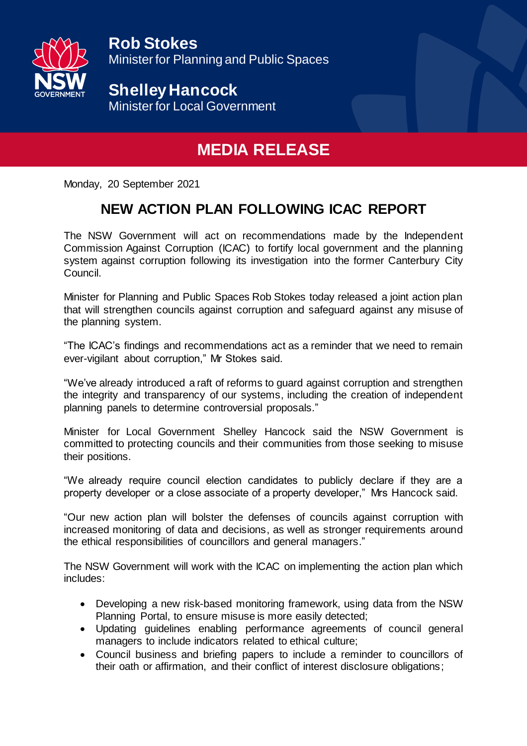**Rob Stokes**
Minister for Planning and Public Spaces

**Shelley Hancock**
Minister for Local Government

# MEDIA RELEASE

Monday, 20 September 2021

## NEW ACTION PLAN FOLLOWING ICAC REPORT

The NSW Government will act on recommendations made by the Independent Commission Against Corruption (ICAC) to fortify local government and the planning system against corruption following its investigation into the former Canterbury City Council.

Minister for Planning and Public Spaces Rob Stokes today released a joint action plan that will strengthen councils against corruption and safeguard against any misuse of the planning system.

"The ICAC's findings and recommendations act as a reminder that we need to remain ever-vigilant about corruption," Mr Stokes said.

"We've already introduced a raft of reforms to guard against corruption and strengthen the integrity and transparency of our systems, including the creation of independent planning panels to determine controversial proposals."

Minister for Local Government Shelley Hancock said the NSW Government is committed to protecting councils and their communities from those seeking to misuse their positions.

"We already require council election candidates to publicly declare if they are a property developer or a close associate of a property developer," Mrs Hancock said.

"Our new action plan will bolster the defenses of councils against corruption with increased monitoring of data and decisions, as well as stronger requirements around the ethical responsibilities of councillors and general managers."

The NSW Government will work with the ICAC on implementing the action plan which includes:

- Developing a new risk-based monitoring framework, using data from the NSW Planning Portal, to ensure misuse is more easily detected;
- Updating guidelines enabling performance agreements of council general managers to include indicators related to ethical culture;
- Council business and briefing papers to include a reminder to councillors of their oath or affirmation, and their conflict of interest disclosure obligations;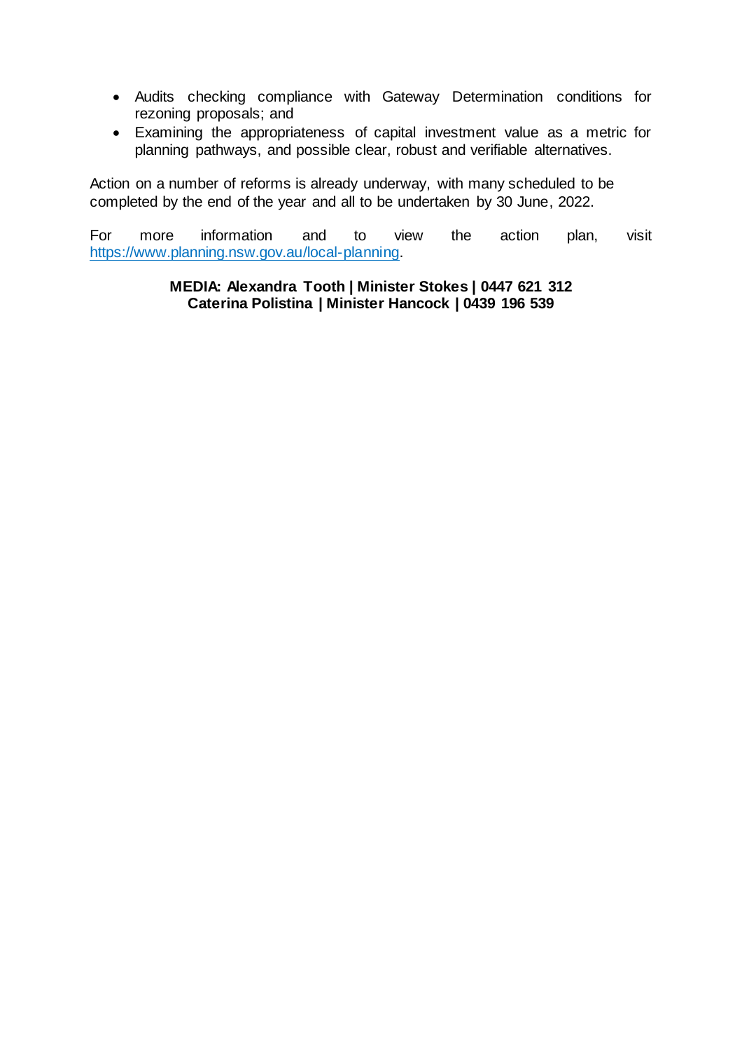- Audits checking compliance with Gateway Determination conditions for rezoning proposals; and
- Examining the appropriateness of capital investment value as a metric for planning pathways, and possible clear, robust and verifiable alternatives.

Action on a number of reforms is already underway, with many scheduled to be completed by the end of the year and all to be undertaken by 30 June, 2022.

For more information and to view the action plan, visit [https://www.planning.nsw.gov.au/local-planning](https://www.planning.nsw.gov.au/local-planning).

**MEDIA: Alexandra Tooth | Minister Stokes | 0447 621 312**
**Caterina Polistina | Minister Hancock | 0439 196 539**